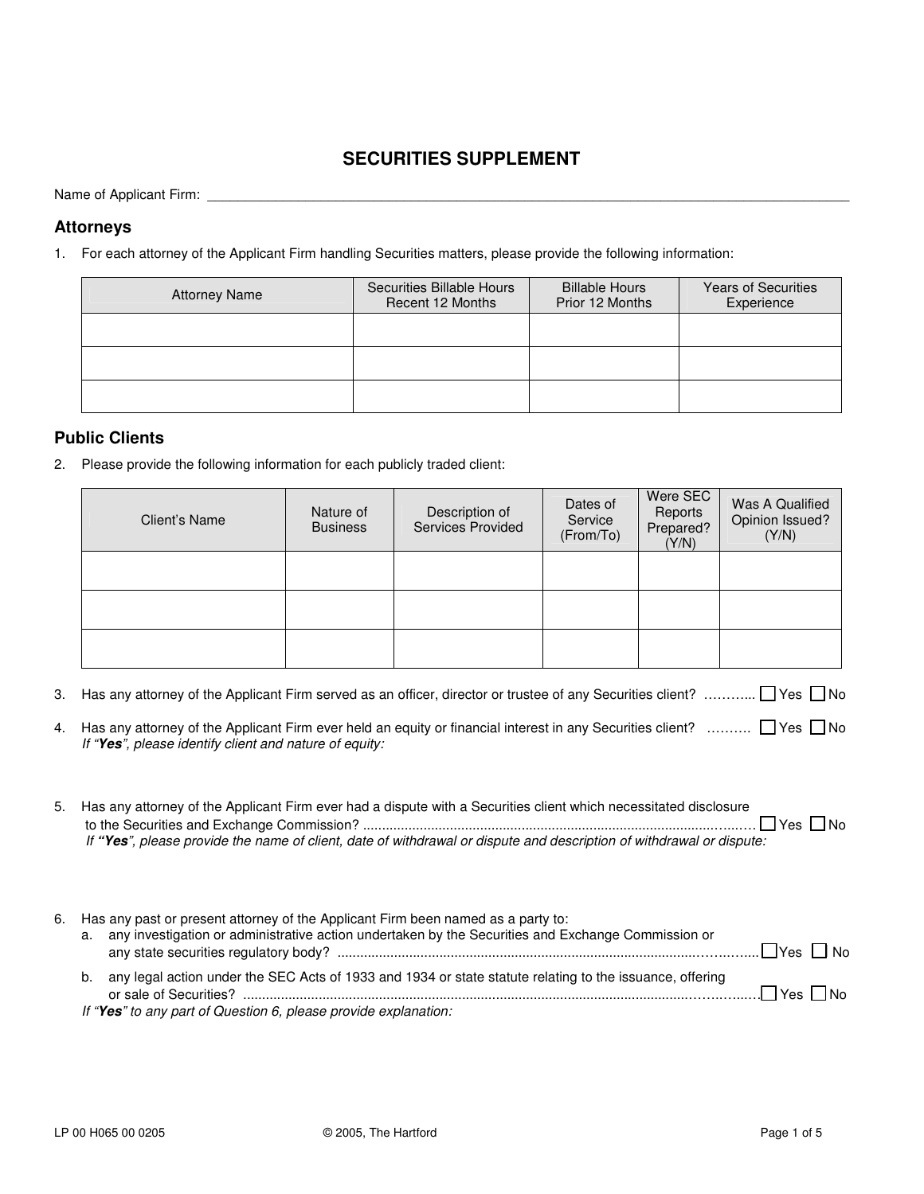# SECURITIES SUPPLEMENT

Name of Applicant Firm: ______________________________________________

## Attorneys

1. For each attorney of the Applicant Firm handling Securities matters, please provide the following information:

| Attorney Name | Securities Billable Hours Recent 12 Months | Billable Hours Prior 12 Months | Years of Securities Experience |
|---|---|---|---|
| | | | |
| | | | |
| | | | |

## Public Clients

2. Please provide the following information for each publicly traded client:

| Client's Name | Nature of Business | Description of Services Provided | Dates of Service (From/To) | Were SEC Reports Prepared? (Y/N) | Was A Qualified Opinion Issued? (Y/N) |
|---|---|---|---|---|---|
| | | | | | |
| | | | | | |
| | | | | | |

3. Has any attorney of the Applicant Firm served as an officer, director or trustee of any Securities client? ………... ☐ Yes ☐ No

4. Has any attorney of the Applicant Firm ever held an equity or financial interest in any Securities client? ………. ☐ Yes ☐ No
*If "**Yes**", please identify client and nature of equity:*

5. Has any attorney of the Applicant Firm ever had a dispute with a Securities client which necessitated disclosure to the Securities and Exchange Commission? ……………………………………………………………… ☐ Yes ☐ No
*If "**Yes**", please provide the name of client, date of withdrawal or dispute and description of withdrawal or dispute:*

6. Has any past or present attorney of the Applicant Firm been named as a party to:
   a. any investigation or administrative action undertaken by the Securities and Exchange Commission or any state securities regulatory body? ……………………………………………………………… ☐ Yes ☐ No
   b. any legal action under the SEC Acts of 1933 and 1934 or state statute relating to the issuance, offering or sale of Securities? ……………………………………………………………… ☐ Yes ☐ No

*If "**Yes**" to any part of Question 6, please provide explanation:*

LP 00 H065 00 0205 © 2005, The Hartford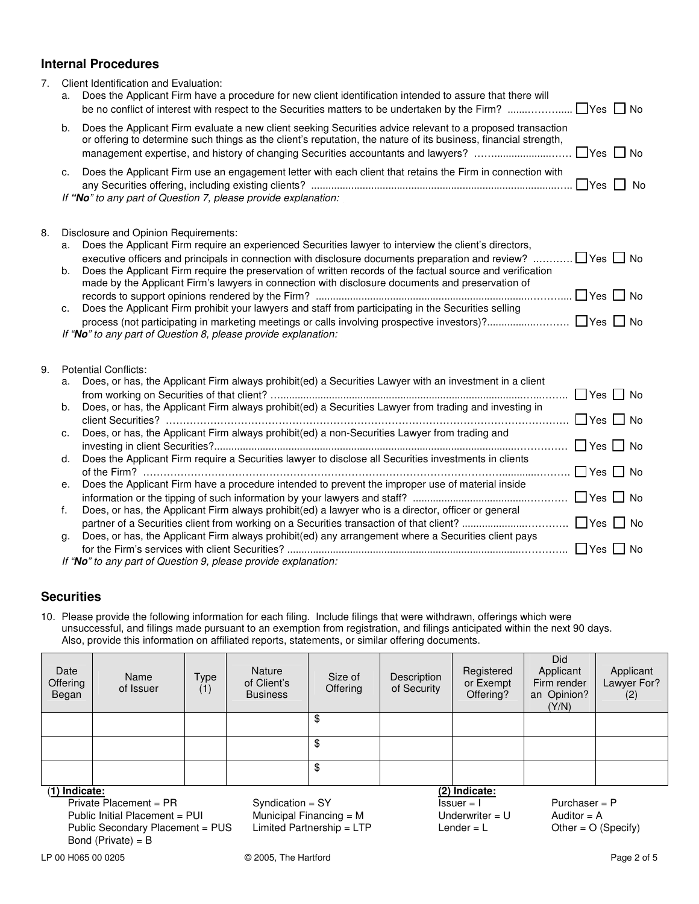## Internal Procedures

7. Client Identification and Evaluation:
   a. Does the Applicant Firm have a procedure for new client identification intended to assure that there will be no conflict of interest with respect to the Securities matters to be undertaken by the Firm? ☐ Yes ☐ No
   b. Does the Applicant Firm evaluate a new client seeking Securities advice relevant to a proposed transaction or offering to determine such things as the client's reputation, the nature of its business, financial strength, management expertise, and history of changing Securities accountants and lawyers? ☐ Yes ☐ No
   c. Does the Applicant Firm use an engagement letter with each client that retains the Firm in connection with any Securities offering, including existing clients? ☐ Yes ☐ No

   *If "**No**" to any part of Question 7, please provide explanation:*

8. Disclosure and Opinion Requirements:
   a. Does the Applicant Firm require an experienced Securities lawyer to interview the client's directors, executive officers and principals in connection with disclosure documents preparation and review? ☐ Yes ☐ No
   b. Does the Applicant Firm require the preservation of written records of the factual source and verification made by the Applicant Firm's lawyers in connection with disclosure documents and preservation of records to support opinions rendered by the Firm? ☐ Yes ☐ No
   c. Does the Applicant Firm prohibit your lawyers and staff from participating in the Securities selling process (not participating in marketing meetings or calls involving prospective investors)? ☐ Yes ☐ No

   *If "**No**" to any part of Question 8, please provide explanation:*

9. Potential Conflicts:
   a. Does, or has, the Applicant Firm always prohibit(ed) a Securities Lawyer with an investment in a client from working on Securities of that client? ☐ Yes ☐ No
   b. Does, or has, the Applicant Firm always prohibit(ed) a Securities Lawyer from trading and investing in client Securities? ☐ Yes ☐ No
   c. Does, or has, the Applicant Firm always prohibit(ed) a non-Securities Lawyer from trading and investing in client Securities? ☐ Yes ☐ No
   d. Does the Applicant Firm require a Securities lawyer to disclose all Securities investments in clients of the Firm? ☐ Yes ☐ No
   e. Does the Applicant Firm have a procedure intended to prevent the improper use of material inside information or the tipping of such information by your lawyers and staff? ☐ Yes ☐ No
   f. Does, or has, the Applicant Firm always prohibit(ed) a lawyer who is a director, officer or general partner of a Securities client from working on a Securities transaction of that client? ☐ Yes ☐ No
   g. Does, or has, the Applicant Firm always prohibit(ed) any arrangement where a Securities client pays for the Firm's services with client Securities? ☐ Yes ☐ No

   *If "**No**" to any part of Question 9, please provide explanation:*

## Securities

10. Please provide the following information for each filing. Include filings that were withdrawn, offerings which were unsuccessful, and filings made pursuant to an exemption from registration, and filings anticipated within the next 90 days. Also, provide this information on affiliated reports, statements, or similar offering documents.

| Date Offering Began | Name of Issuer | Type (1) | Nature of Client's Business | Size of Offering | Description of Security | Registered or Exempt Offering? | Did Applicant Firm render an Opinion? (Y/N) | Applicant Lawyer For? (2) |
|---|---|---|---|---|---|---|---|---|
| | | | | $ | | | | |
| | | | | $ | | | | |
| | | | | $ | | | | |

**(1) Indicate:**
- Private Placement = PR
- Public Initial Placement = PUI
- Public Secondary Placement = PUS
- Bond (Private) = B
- Syndication = SY
- Municipal Financing = M
- Limited Partnership = LTP

**(2) Indicate:**
- Issuer = I
- Underwriter = U
- Lender = L
- Purchaser = P
- Auditor = A
- Other = O (Specify)

LP 00 H065 00 0205 © 2005, The Hartford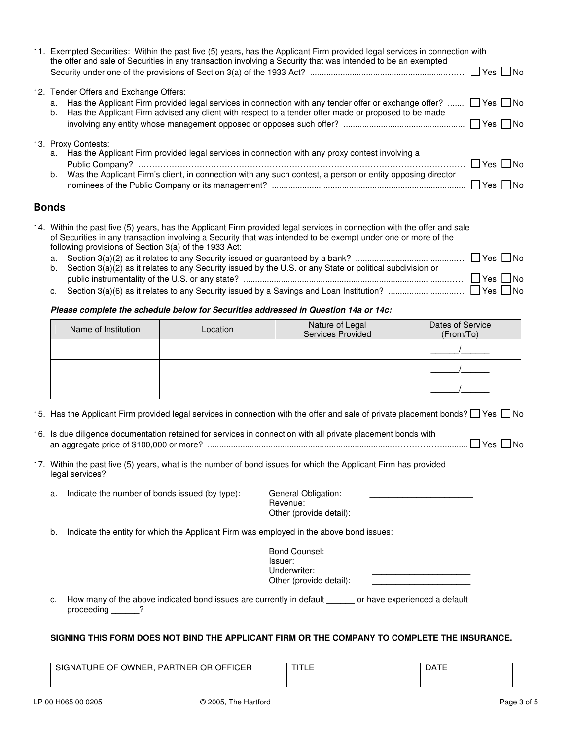11. Exempted Securities: Within the past five (5) years, has the Applicant Firm provided legal services in connection with the offer and sale of Securities in any transaction involving a Security that was intended to be an exempted Security under one of the provisions of Section 3(a) of the 1933 Act? ☐ Yes ☐ No

12. Tender Offers and Exchange Offers:
    a. Has the Applicant Firm provided legal services in connection with any tender offer or exchange offer? ☐ Yes ☐ No
    b. Has the Applicant Firm advised any client with respect to a tender offer made or proposed to be made involving any entity whose management opposed or opposes such offer? ☐ Yes ☐ No

13. Proxy Contests:
    a. Has the Applicant Firm provided legal services in connection with any proxy contest involving a Public Company? ☐ Yes ☐ No
    b. Was the Applicant Firm's client, in connection with any such contest, a person or entity opposing director nominees of the Public Company or its management? ☐ Yes ☐ No

## Bonds

14. Within the past five (5) years, has the Applicant Firm provided legal services in connection with the offer and sale of Securities in any transaction involving a Security that was intended to be exempt under one or more of the following provisions of Section 3(a) of the 1933 Act:
    a. Section 3(a)(2) as it relates to any Security issued or guaranteed by a bank? ☐ Yes ☐ No
    b. Section 3(a)(2) as it relates to any Security issued by the U.S. or any State or political subdivision or public instrumentality of the U.S. or any state? ☐ Yes ☐ No
    c. Section 3(a)(6) as it relates to any Security issued by a Savings and Loan Institution? ☐ Yes ☐ No

***Please complete the schedule below for Securities addressed in Question 14a or 14c:***

| Name of Institution | Location | Nature of Legal Services Provided | Dates of Service (From/To) |
|---|---|---|---|
| | | | ______/______ |
| | | | ______/______ |
| | | | ______/______ |

15. Has the Applicant Firm provided legal services in connection with the offer and sale of private placement bonds? ☐ Yes ☐ No

16. Is due diligence documentation retained for services in connection with all private placement bonds with an aggregate price of $100,000 or more? ☐ Yes ☐ No

17. Within the past five (5) years, what is the number of bond issues for which the Applicant Firm has provided legal services? _________

    a. Indicate the number of bonds issued (by type):
       - General Obligation: ______________________
       - Revenue: ______________________
       - Other (provide detail): ______________________

    b. Indicate the entity for which the Applicant Firm was employed in the above bond issues:
       - Bond Counsel: _____________________
       - Issuer: _____________________
       - Underwriter: _____________________
       - Other (provide detail): _____________________

    c. How many of the above indicated bond issues are currently in default ______ or have experienced a default proceeding ______?

**SIGNING THIS FORM DOES NOT BIND THE APPLICANT FIRM OR THE COMPANY TO COMPLETE THE INSURANCE.**

| SIGNATURE OF OWNER, PARTNER OR OFFICER | TITLE | DATE |
|---|---|---|
| | | |

LP 00 H065 00 0205 © 2005, The Hartford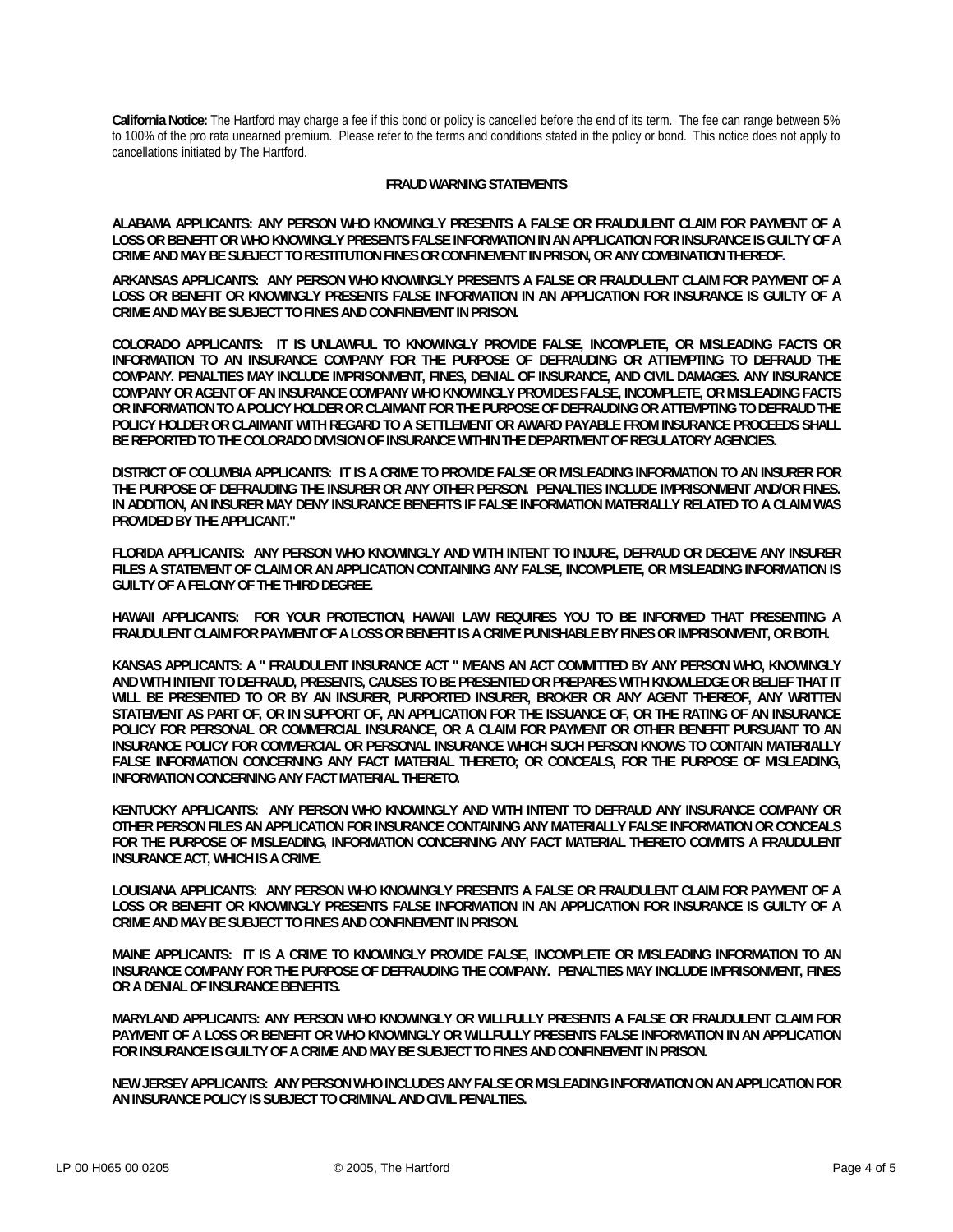**California Notice:** The Hartford may charge a fee if this bond or policy is cancelled before the end of its term. The fee can range between 5% to 100% of the pro rata unearned premium. Please refer to the terms and conditions stated in the policy or bond. This notice does not apply to cancellations initiated by The Hartford.

**FRAUD WARNING STATEMENTS**

**ALABAMA APPLICANTS: ANY PERSON WHO KNOWINGLY PRESENTS A FALSE OR FRAUDULENT CLAIM FOR PAYMENT OF A LOSS OR BENEFIT OR WHO KNOWINGLY PRESENTS FALSE INFORMATION IN AN APPLICATION FOR INSURANCE IS GUILTY OF A CRIME AND MAY BE SUBJECT TO RESTITUTION FINES OR CONFINEMENT IN PRISON, OR ANY COMBINATION THEREOF.**

**ARKANSAS APPLICANTS: ANY PERSON WHO KNOWINGLY PRESENTS A FALSE OR FRAUDULENT CLAIM FOR PAYMENT OF A LOSS OR BENEFIT OR KNOWINGLY PRESENTS FALSE INFORMATION IN AN APPLICATION FOR INSURANCE IS GUILTY OF A CRIME AND MAY BE SUBJECT TO FINES AND CONFINEMENT IN PRISON.**

**COLORADO APPLICANTS: IT IS UNLAWFUL TO KNOWINGLY PROVIDE FALSE, INCOMPLETE, OR MISLEADING FACTS OR INFORMATION TO AN INSURANCE COMPANY FOR THE PURPOSE OF DEFRAUDING OR ATTEMPTING TO DEFRAUD THE COMPANY. PENALTIES MAY INCLUDE IMPRISONMENT, FINES, DENIAL OF INSURANCE, AND CIVIL DAMAGES. ANY INSURANCE COMPANY OR AGENT OF AN INSURANCE COMPANY WHO KNOWINGLY PROVIDES FALSE, INCOMPLETE, OR MISLEADING FACTS OR INFORMATION TO A POLICY HOLDER OR CLAIMANT FOR THE PURPOSE OF DEFRAUDING OR ATTEMPTING TO DEFRAUD THE POLICY HOLDER OR CLAIMANT WITH REGARD TO A SETTLEMENT OR AWARD PAYABLE FROM INSURANCE PROCEEDS SHALL BE REPORTED TO THE COLORADO DIVISION OF INSURANCE WITHIN THE DEPARTMENT OF REGULATORY AGENCIES.**

**DISTRICT OF COLUMBIA APPLICANTS: IT IS A CRIME TO PROVIDE FALSE OR MISLEADING INFORMATION TO AN INSURER FOR THE PURPOSE OF DEFRAUDING THE INSURER OR ANY OTHER PERSON. PENALTIES INCLUDE IMPRISONMENT AND/OR FINES. IN ADDITION, AN INSURER MAY DENY INSURANCE BENEFITS IF FALSE INFORMATION MATERIALLY RELATED TO A CLAIM WAS PROVIDED BY THE APPLICANT."**

**FLORIDA APPLICANTS: ANY PERSON WHO KNOWINGLY AND WITH INTENT TO INJURE, DEFRAUD OR DECEIVE ANY INSURER FILES A STATEMENT OF CLAIM OR AN APPLICATION CONTAINING ANY FALSE, INCOMPLETE, OR MISLEADING INFORMATION IS GUILTY OF A FELONY OF THE THIRD DEGREE.**

**HAWAII APPLICANTS: FOR YOUR PROTECTION, HAWAII LAW REQUIRES YOU TO BE INFORMED THAT PRESENTING A FRAUDULENT CLAIM FOR PAYMENT OF A LOSS OR BENEFIT IS A CRIME PUNISHABLE BY FINES OR IMPRISONMENT, OR BOTH.**

**KANSAS APPLICANTS: A " FRAUDULENT INSURANCE ACT " MEANS AN ACT COMMITTED BY ANY PERSON WHO, KNOWINGLY AND WITH INTENT TO DEFRAUD, PRESENTS, CAUSES TO BE PRESENTED OR PREPARES WITH KNOWLEDGE OR BELIEF THAT IT WILL BE PRESENTED TO OR BY AN INSURER, PURPORTED INSURER, BROKER OR ANY AGENT THEREOF, ANY WRITTEN STATEMENT AS PART OF, OR IN SUPPORT OF, AN APPLICATION FOR THE ISSUANCE OF, OR THE RATING OF AN INSURANCE POLICY FOR PERSONAL OR COMMERCIAL INSURANCE, OR A CLAIM FOR PAYMENT OR OTHER BENEFIT PURSUANT TO AN INSURANCE POLICY FOR COMMERCIAL OR PERSONAL INSURANCE WHICH SUCH PERSON KNOWS TO CONTAIN MATERIALLY FALSE INFORMATION CONCERNING ANY FACT MATERIAL THERETO; OR CONCEALS, FOR THE PURPOSE OF MISLEADING, INFORMATION CONCERNING ANY FACT MATERIAL THERETO.**

**KENTUCKY APPLICANTS: ANY PERSON WHO KNOWINGLY AND WITH INTENT TO DEFRAUD ANY INSURANCE COMPANY OR OTHER PERSON FILES AN APPLICATION FOR INSURANCE CONTAINING ANY MATERIALLY FALSE INFORMATION OR CONCEALS FOR THE PURPOSE OF MISLEADING, INFORMATION CONCERNING ANY FACT MATERIAL THERETO COMMITS A FRAUDULENT INSURANCE ACT, WHICH IS A CRIME.**

**LOUISIANA APPLICANTS: ANY PERSON WHO KNOWINGLY PRESENTS A FALSE OR FRAUDULENT CLAIM FOR PAYMENT OF A LOSS OR BENEFIT OR KNOWINGLY PRESENTS FALSE INFORMATION IN AN APPLICATION FOR INSURANCE IS GUILTY OF A CRIME AND MAY BE SUBJECT TO FINES AND CONFINEMENT IN PRISON.**

**MAINE APPLICANTS: IT IS A CRIME TO KNOWINGLY PROVIDE FALSE, INCOMPLETE OR MISLEADING INFORMATION TO AN INSURANCE COMPANY FOR THE PURPOSE OF DEFRAUDING THE COMPANY. PENALTIES MAY INCLUDE IMPRISONMENT, FINES OR A DENIAL OF INSURANCE BENEFITS.**

**MARYLAND APPLICANTS: ANY PERSON WHO KNOWINGLY OR WILLFULLY PRESENTS A FALSE OR FRAUDULENT CLAIM FOR PAYMENT OF A LOSS OR BENEFIT OR WHO KNOWINGLY OR WILLFULLY PRESENTS FALSE INFORMATION IN AN APPLICATION FOR INSURANCE IS GUILTY OF A CRIME AND MAY BE SUBJECT TO FINES AND CONFINEMENT IN PRISON.**

**NEW JERSEY APPLICANTS: ANY PERSON WHO INCLUDES ANY FALSE OR MISLEADING INFORMATION ON AN APPLICATION FOR AN INSURANCE POLICY IS SUBJECT TO CRIMINAL AND CIVIL PENALTIES.**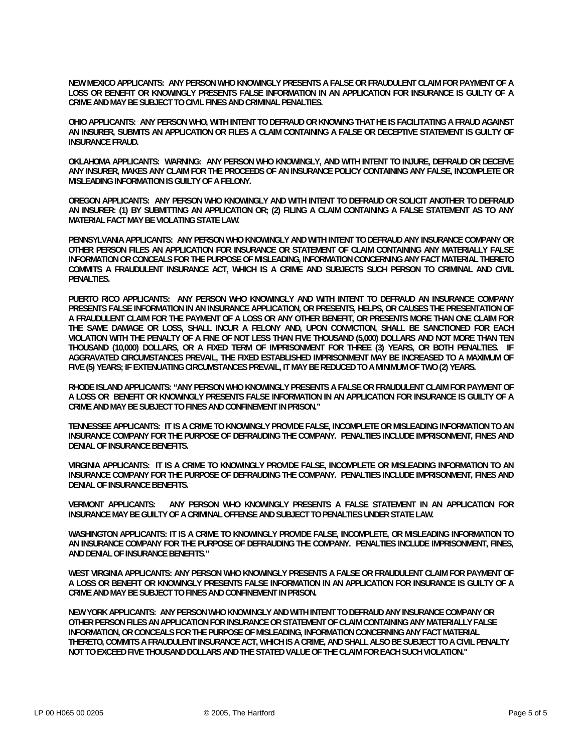**NEW MEXICO APPLICANTS: ANY PERSON WHO KNOWINGLY PRESENTS A FALSE OR FRAUDULENT CLAIM FOR PAYMENT OF A LOSS OR BENEFIT OR KNOWINGLY PRESENTS FALSE INFORMATION IN AN APPLICATION FOR INSURANCE IS GUILTY OF A CRIME AND MAY BE SUBJECT TO CIVIL FINES AND CRIMINAL PENALTIES.**

**OHIO APPLICANTS: ANY PERSON WHO, WITH INTENT TO DEFRAUD OR KNOWING THAT HE IS FACILITATING A FRAUD AGAINST AN INSURER, SUBMITS AN APPLICATION OR FILES A CLAIM CONTAINING A FALSE OR DECEPTIVE STATEMENT IS GUILTY OF INSURANCE FRAUD.**

**OKLAHOMA APPLICANTS: WARNING: ANY PERSON WHO KNOWINGLY, AND WITH INTENT TO INJURE, DEFRAUD OR DECEIVE ANY INSURER, MAKES ANY CLAIM FOR THE PROCEEDS OF AN INSURANCE POLICY CONTAINING ANY FALSE, INCOMPLETE OR MISLEADING INFORMATION IS GUILTY OF A FELONY.**

**OREGON APPLICANTS: ANY PERSON WHO KNOWINGLY AND WITH INTENT TO DEFRAUD OR SOLICIT ANOTHER TO DEFRAUD AN INSURER: (1) BY SUBMITTING AN APPLICATION OR; (2) FILING A CLAIM CONTAINING A FALSE STATEMENT AS TO ANY MATERIAL FACT MAY BE VIOLATING STATE LAW.**

**PENNSYLVANIA APPLICANTS: ANY PERSON WHO KNOWINGLY AND WITH INTENT TO DEFRAUD ANY INSURANCE COMPANY OR OTHER PERSON FILES AN APPLICATION FOR INSURANCE OR STATEMENT OF CLAIM CONTAINING ANY MATERIALLY FALSE INFORMATION OR CONCEALS FOR THE PURPOSE OF MISLEADING, INFORMATION CONCERNING ANY FACT MATERIAL THERETO COMMITS A FRAUDULENT INSURANCE ACT, WHICH IS A CRIME AND SUBJECTS SUCH PERSON TO CRIMINAL AND CIVIL PENALTIES.**

**PUERTO RICO APPLICANTS: ANY PERSON WHO KNOWINGLY AND WITH INTENT TO DEFRAUD AN INSURANCE COMPANY PRESENTS FALSE INFORMATION IN AN INSURANCE APPLICATION, OR PRESENTS, HELPS, OR CAUSES THE PRESENTATION OF A FRAUDULENT CLAIM FOR THE PAYMENT OF A LOSS OR ANY OTHER BENEFIT, OR PRESENTS MORE THAN ONE CLAIM FOR THE SAME DAMAGE OR LOSS, SHALL INCUR A FELONY AND, UPON CONVICTION, SHALL BE SANCTIONED FOR EACH VIOLATION WITH THE PENALTY OF A FINE OF NOT LESS THAN FIVE THOUSAND (5,000) DOLLARS AND NOT MORE THAN TEN THOUSAND (10,000) DOLLARS, OR A FIXED TERM OF IMPRISONMENT FOR THREE (3) YEARS, OR BOTH PENALTIES. IF AGGRAVATED CIRCUMSTANCES PREVAIL, THE FIXED ESTABLISHED IMPRISONMENT MAY BE INCREASED TO A MAXIMUM OF FIVE (5) YEARS; IF EXTENUATING CIRCUMSTANCES PREVAIL, IT MAY BE REDUCED TO A MINIMUM OF TWO (2) YEARS.**

**RHODE ISLAND APPLICANTS: "ANY PERSON WHO KNOWINGLY PRESENTS A FALSE OR FRAUDULENT CLAIM FOR PAYMENT OF A LOSS OR BENEFIT OR KNOWINGLY PRESENTS FALSE INFORMATION IN AN APPLICATION FOR INSURANCE IS GUILTY OF A CRIME AND MAY BE SUBJECT TO FINES AND CONFINEMENT IN PRISON."**

**TENNESSEE APPLICANTS: IT IS A CRIME TO KNOWINGLY PROVIDE FALSE, INCOMPLETE OR MISLEADING INFORMATION TO AN INSURANCE COMPANY FOR THE PURPOSE OF DEFRAUDING THE COMPANY. PENALTIES INCLUDE IMPRISONMENT, FINES AND DENIAL OF INSURANCE BENEFITS.**

**VIRGINIA APPLICANTS: IT IS A CRIME TO KNOWINGLY PROVIDE FALSE, INCOMPLETE OR MISLEADING INFORMATION TO AN INSURANCE COMPANY FOR THE PURPOSE OF DEFRAUDING THE COMPANY. PENALTIES INCLUDE IMPRISONMENT, FINES AND DENIAL OF INSURANCE BENEFITS.**

**VERMONT APPLICANTS: ANY PERSON WHO KNOWINGLY PRESENTS A FALSE STATEMENT IN AN APPLICATION FOR INSURANCE MAY BE GUILTY OF A CRIMINAL OFFENSE AND SUBJECT TO PENALTIES UNDER STATE LAW.**

**WASHINGTON APPLICANTS: IT IS A CRIME TO KNOWINGLY PROVIDE FALSE, INCOMPLETE, OR MISLEADING INFORMATION TO AN INSURANCE COMPANY FOR THE PURPOSE OF DEFRAUDING THE COMPANY. PENALTIES INCLUDE IMPRISONMENT, FINES, AND DENIAL OF INSURANCE BENEFITS."**

**WEST VIRGINIA APPLICANTS: ANY PERSON WHO KNOWINGLY PRESENTS A FALSE OR FRAUDULENT CLAIM FOR PAYMENT OF A LOSS OR BENEFIT OR KNOWINGLY PRESENTS FALSE INFORMATION IN AN APPLICATION FOR INSURANCE IS GUILTY OF A CRIME AND MAY BE SUBJECT TO FINES AND CONFINEMENT IN PRISON.**

**NEW YORK APPLICANTS: ANY PERSON WHO KNOWINGLY AND WITH INTENT TO DEFRAUD ANY INSURANCE COMPANY OR OTHER PERSON FILES AN APPLICATION FOR INSURANCE OR STATEMENT OF CLAIM CONTAINING ANY MATERIALLY FALSE INFORMATION, OR CONCEALS FOR THE PURPOSE OF MISLEADING, INFORMATION CONCERNING ANY FACT MATERIAL THERETO, COMMITS A FRAUDULENT INSURANCE ACT, WHICH IS A CRIME, AND SHALL ALSO BE SUBJECT TO A CIVIL PENALTY NOT TO EXCEED FIVE THOUSAND DOLLARS AND THE STATED VALUE OF THE CLAIM FOR EACH SUCH VIOLATION."**

LP 00 H065 00 0205 © 2005, The Hartford